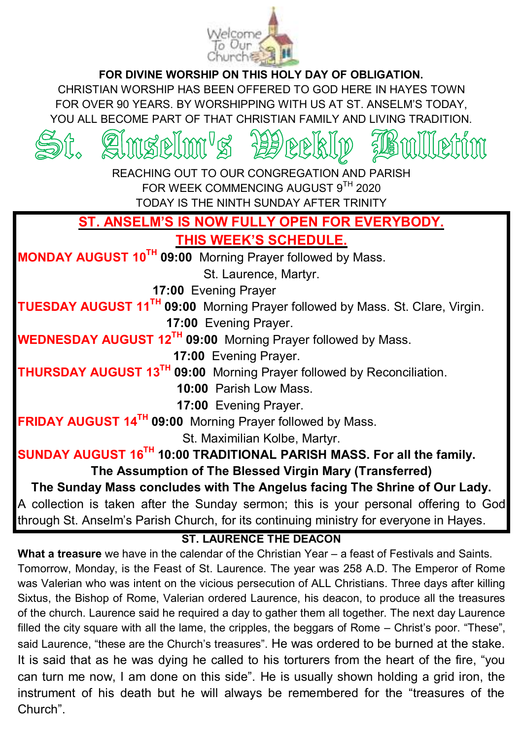**FOR DIVINE WORSHIP ON THIS HOLY DAY OF OBLIGATION.**

CHRISTIAN WORSHIP HAS BEEN OFFERED TO GOD HERE IN HAYES TOWN FOR OVER 90 YEARS. BY WORSHIPPING WITH US AT ST. ANSELM'S TODAY, YOU ALL BECOME PART OF THAT CHRISTIAN FAMILY AND LIVING TRADITION.

# St. Anselm's Weekly Bulletin

REACHING OUT TO OUR CONGREGATION AND PARISH

FOR WEEK COMMENCING AUGUST 9TH 2020

TODAY IS THE NINTH SUNDAY AFTER TRINITY

## ST. ANSELM'S IS NOW FULLY OPEN FOR EVERYBODY.

## THIS WEEK'S SCHEDULE.

**MONDAY AUGUST 10TH** **09:00** Morning Prayer followed by Mass. St. Laurence, Martyr.
**17:00** Evening Prayer

**TUESDAY AUGUST 11TH** **09:00** Morning Prayer followed by Mass. St. Clare, Virgin.
**17:00** Evening Prayer.

**WEDNESDAY AUGUST 12TH** **09:00** Morning Prayer followed by Mass.
**17:00** Evening Prayer.

**THURSDAY AUGUST 13TH** **09:00** Morning Prayer followed by Reconciliation.
**10:00** Parish Low Mass.
**17:00** Evening Prayer.

**FRIDAY AUGUST 14TH** **09:00** Morning Prayer followed by Mass. St. Maximilian Kolbe, Martyr.

**SUNDAY AUGUST 16TH** **10:00 TRADITIONAL PARISH MASS. For all the family.**
**The Assumption of The Blessed Virgin Mary (Transferred)**
**The Sunday Mass concludes with The Angelus facing The Shrine of Our Lady.**

A collection is taken after the Sunday sermon; this is your personal offering to God through St. Anselm's Parish Church, for its continuing ministry for everyone in Hayes.

### ST. LAURENCE THE DEACON

**What a treasure** we have in the calendar of the Christian Year – a feast of Festivals and Saints. Tomorrow, Monday, is the Feast of St. Laurence. The year was 258 A.D. The Emperor of Rome was Valerian who was intent on the vicious persecution of ALL Christians. Three days after killing Sixtus, the Bishop of Rome, Valerian ordered Laurence, his deacon, to produce all the treasures of the church. Laurence said he required a day to gather them all together. The next day Laurence filled the city square with all the lame, the cripples, the beggars of Rome – Christ's poor. "These", said Laurence, "these are the Church's treasures". He was ordered to be burned at the stake. It is said that as he was dying he called to his torturers from the heart of the fire, "you can turn me now, I am done on this side". He is usually shown holding a grid iron, the instrument of his death but he will always be remembered for the "treasures of the Church".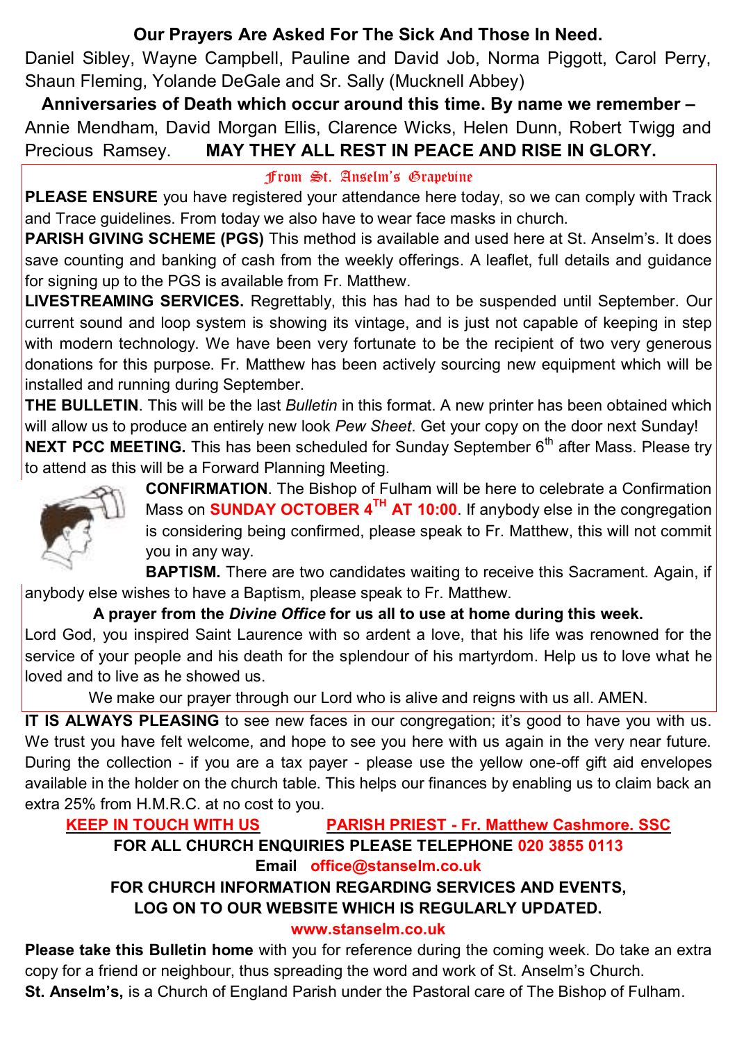**Our Prayers Are Asked For The Sick And Those In Need.**

Daniel Sibley, Wayne Campbell, Pauline and David Job, Norma Piggott, Carol Perry, Shaun Fleming, Yolande DeGale and Sr. Sally (Mucknell Abbey)

**Anniversaries of Death which occur around this time. By name we remember –**

Annie Mendham, David Morgan Ellis, Clarence Wicks, Helen Dunn, Robert Twigg and Precious Ramsey. **MAY THEY ALL REST IN PEACE AND RISE IN GLORY.**

## From St. Anselm's Grapevine

**PLEASE ENSURE** you have registered your attendance here today, so we can comply with Track and Trace guidelines. From today we also have to wear face masks in church.

**PARISH GIVING SCHEME (PGS)** This method is available and used here at St. Anselm's. It does save counting and banking of cash from the weekly offerings. A leaflet, full details and guidance for signing up to the PGS is available from Fr. Matthew.

**LIVESTREAMING SERVICES.** Regrettably, this has had to be suspended until September. Our current sound and loop system is showing its vintage, and is just not capable of keeping in step with modern technology. We have been very fortunate to be the recipient of two very generous donations for this purpose. Fr. Matthew has been actively sourcing new equipment which will be installed and running during September.

**THE BULLETIN**. This will be the last *Bulletin* in this format. A new printer has been obtained which will allow us to produce an entirely new look *Pew Sheet*. Get your copy on the door next Sunday!

**NEXT PCC MEETING.** This has been scheduled for Sunday September 6th after Mass. Please try to attend as this will be a Forward Planning Meeting.

**CONFIRMATION**. The Bishop of Fulham will be here to celebrate a Confirmation Mass on **SUNDAY OCTOBER 4TH AT 10:00**. If anybody else in the congregation is considering being confirmed, please speak to Fr. Matthew, this will not commit you in any way.

**BAPTISM.** There are two candidates waiting to receive this Sacrament. Again, if anybody else wishes to have a Baptism, please speak to Fr. Matthew.

**A prayer from the *Divine Office* for us all to use at home during this week.**

Lord God, you inspired Saint Laurence with so ardent a love, that his life was renowned for the service of your people and his death for the splendour of his martyrdom. Help us to love what he loved and to live as he showed us.

We make our prayer through our Lord who is alive and reigns with us all. AMEN.

**IT IS ALWAYS PLEASING** to see new faces in our congregation; it's good to have you with us. We trust you have felt welcome, and hope to see you here with us again in the very near future. During the collection - if you are a tax payer - please use the yellow one-off gift aid envelopes available in the holder on the church table. This helps our finances by enabling us to claim back an extra 25% from H.M.R.C. at no cost to you.

**KEEP IN TOUCH WITH US** **PARISH PRIEST - Fr. Matthew Cashmore. SSC**

**FOR ALL CHURCH ENQUIRIES PLEASE TELEPHONE 020 3855 0113**

**Email office@stanselm.co.uk**

**FOR CHURCH INFORMATION REGARDING SERVICES AND EVENTS, LOG ON TO OUR WEBSITE WHICH IS REGULARLY UPDATED.**

**www.stanselm.co.uk**

**Please take this Bulletin home** with you for reference during the coming week. Do take an extra copy for a friend or neighbour, thus spreading the word and work of St. Anselm's Church.

**St. Anselm's,** is a Church of England Parish under the Pastoral care of The Bishop of Fulham.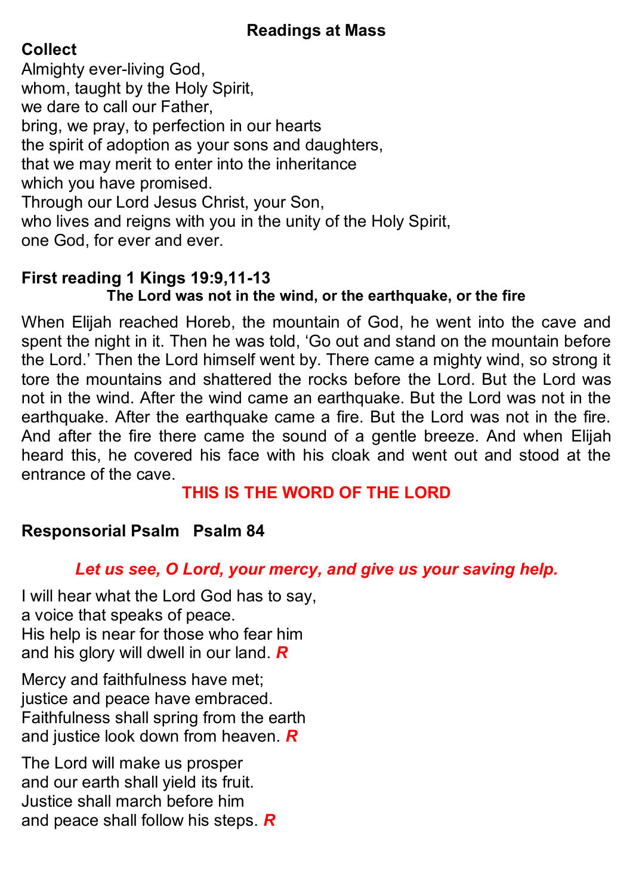## Readings at Mass

**Collect**

Almighty ever-living God,
whom, taught by the Holy Spirit,
we dare to call our Father,
bring, we pray, to perfection in our hearts
the spirit of adoption as your sons and daughters,
that we may merit to enter into the inheritance
which you have promised.
Through our Lord Jesus Christ, your Son,
who lives and reigns with you in the unity of the Holy Spirit,
one God, for ever and ever.

**First reading 1 Kings 19:9,11-13**

**The Lord was not in the wind, or the earthquake, or the fire**

When Elijah reached Horeb, the mountain of God, he went into the cave and spent the night in it. Then he was told, 'Go out and stand on the mountain before the Lord.' Then the Lord himself went by. There came a mighty wind, so strong it tore the mountains and shattered the rocks before the Lord. But the Lord was not in the wind. After the wind came an earthquake. But the Lord was not in the earthquake. After the earthquake came a fire. But the Lord was not in the fire. And after the fire there came the sound of a gentle breeze. And when Elijah heard this, he covered his face with his cloak and went out and stood at the entrance of the cave.

**THIS IS THE WORD OF THE LORD**

**Responsorial Psalm Psalm 84**

***Let us see, O Lord, your mercy, and give us your saving help.***

I will hear what the Lord God has to say,
a voice that speaks of peace.
His help is near for those who fear him
and his glory will dwell in our land. ***R***

Mercy and faithfulness have met;
justice and peace have embraced.
Faithfulness shall spring from the earth
and justice look down from heaven. ***R***

The Lord will make us prosper
and our earth shall yield its fruit.
Justice shall march before him
and peace shall follow his steps. ***R***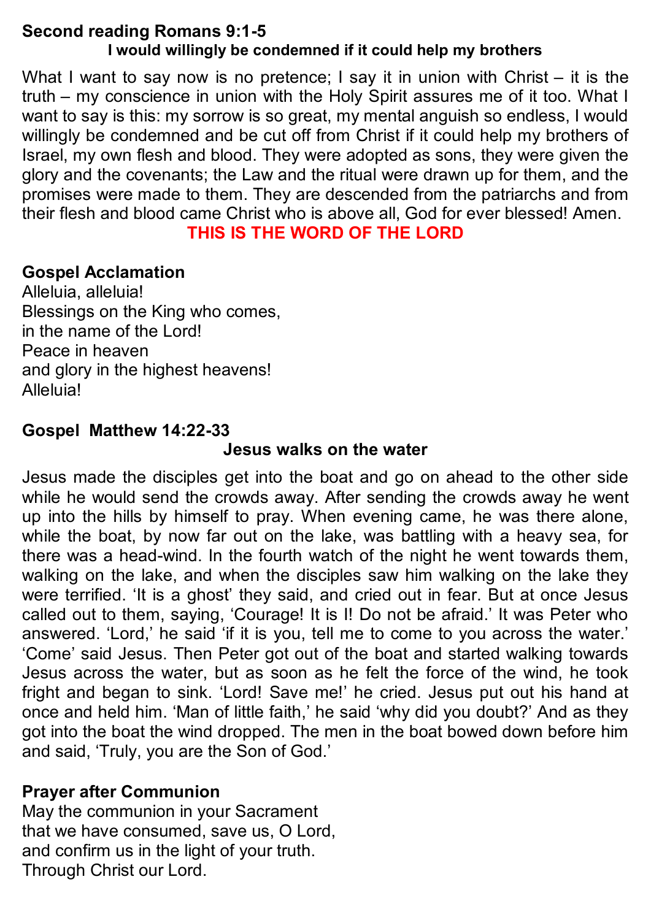**Second reading Romans 9:1-5**

**I would willingly be condemned if it could help my brothers**

What I want to say now is no pretence; I say it in union with Christ – it is the truth – my conscience in union with the Holy Spirit assures me of it too. What I want to say is this: my sorrow is so great, my mental anguish so endless, I would willingly be condemned and be cut off from Christ if it could help my brothers of Israel, my own flesh and blood. They were adopted as sons, they were given the glory and the covenants; the Law and the ritual were drawn up for them, and the promises were made to them. They are descended from the patriarchs and from their flesh and blood came Christ who is above all, God for ever blessed! Amen.

**THIS IS THE WORD OF THE LORD**

**Gospel Acclamation**

Alleluia, alleluia!
Blessings on the King who comes,
in the name of the Lord!
Peace in heaven
and glory in the highest heavens!
Alleluia!

**Gospel Matthew 14:22-33**

**Jesus walks on the water**

Jesus made the disciples get into the boat and go on ahead to the other side while he would send the crowds away. After sending the crowds away he went up into the hills by himself to pray. When evening came, he was there alone, while the boat, by now far out on the lake, was battling with a heavy sea, for there was a head-wind. In the fourth watch of the night he went towards them, walking on the lake, and when the disciples saw him walking on the lake they were terrified. 'It is a ghost' they said, and cried out in fear. But at once Jesus called out to them, saying, 'Courage! It is I! Do not be afraid.' It was Peter who answered. 'Lord,' he said 'if it is you, tell me to come to you across the water.' 'Come' said Jesus. Then Peter got out of the boat and started walking towards Jesus across the water, but as soon as he felt the force of the wind, he took fright and began to sink. 'Lord! Save me!' he cried. Jesus put out his hand at once and held him. 'Man of little faith,' he said 'why did you doubt?' And as they got into the boat the wind dropped. The men in the boat bowed down before him and said, 'Truly, you are the Son of God.'

**Prayer after Communion**

May the communion in your Sacrament
that we have consumed, save us, O Lord,
and confirm us in the light of your truth.
Through Christ our Lord.